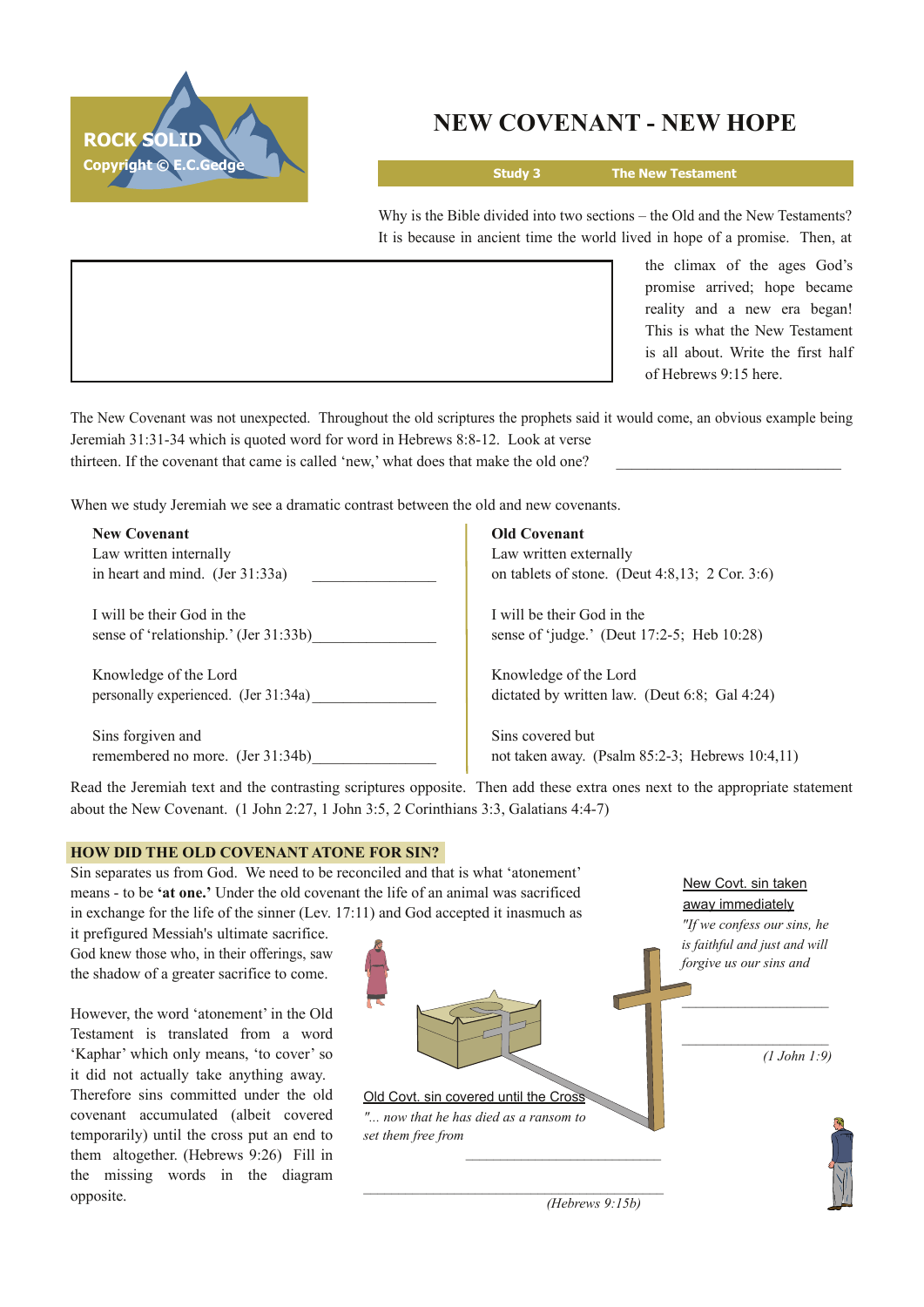**ROCK SOLID**
**Copyright © E.C.Gedge**

# NEW COVENANT - NEW HOPE

**Study 3 The New Testament**

Why is the Bible divided into two sections – the Old and the New Testaments? It is because in ancient time the world lived in hope of a promise. Then, at the climax of the ages God's promise arrived; hope became reality and a new era began! This is what the New Testament is all about. Write the first half of Hebrews 9:15 here.

The New Covenant was not unexpected. Throughout the old scriptures the prophets said it would come, an obvious example being Jeremiah 31:31-34 which is quoted word for word in Hebrews 8:8-12. Look at verse thirteen. If the covenant that came is called 'new,' what does that make the old one? ______________________________

When we study Jeremiah we see a dramatic contrast between the old and new covenants.

| **New Covenant** | **Old Covenant** |
|---|---|
| Law written internally in heart and mind. (Jer 31:33a) ________________ | Law written externally on tablets of stone. (Deut 4:8,13; 2 Cor. 3:6) |
| I will be their God in the sense of 'relationship.' (Jer 31:33b)________________ | I will be their God in the sense of 'judge.' (Deut 17:2-5; Heb 10:28) |
| Knowledge of the Lord personally experienced. (Jer 31:34a)________________ | Knowledge of the Lord dictated by written law. (Deut 6:8; Gal 4:24) |
| Sins forgiven and remembered no more. (Jer 31:34b)________________ | Sins covered but not taken away. (Psalm 85:2-3; Hebrews 10:4,11) |

Read the Jeremiah text and the contrasting scriptures opposite. Then add these extra ones next to the appropriate statement about the New Covenant. (1 John 2:27, 1 John 3:5, 2 Corinthians 3:3, Galatians 4:4-7)

## HOW DID THE OLD COVENANT ATONE FOR SIN?

Sin separates us from God. We need to be reconciled and that is what 'atonement' means - to be **'at one.'** Under the old covenant the life of an animal was sacrificed in exchange for the life of the sinner (Lev. 17:11) and God accepted it inasmuch as it prefigured Messiah's ultimate sacrifice. God knew those who, in their offerings, saw the shadow of a greater sacrifice to come.

However, the word 'atonement' in the Old Testament is translated from a word 'Kaphar' which only means, 'to cover' so it did not actually take anything away. Therefore sins committed under the old covenant accumulated (albeit covered temporarily) until the cross put an end to them altogether. (Hebrews 9:26) Fill in the missing words in the diagram opposite.

New Covt. sin taken away immediately

*"If we confess our sins, he is faithful and just and will forgive us our sins and*

______________________

______________________

*(1 John 1:9)*

Old Covt. sin covered until the Cross

*"... now that he has died as a ransom to set them free from*

______________________________

________________________________________

*(Hebrews 9:15b)*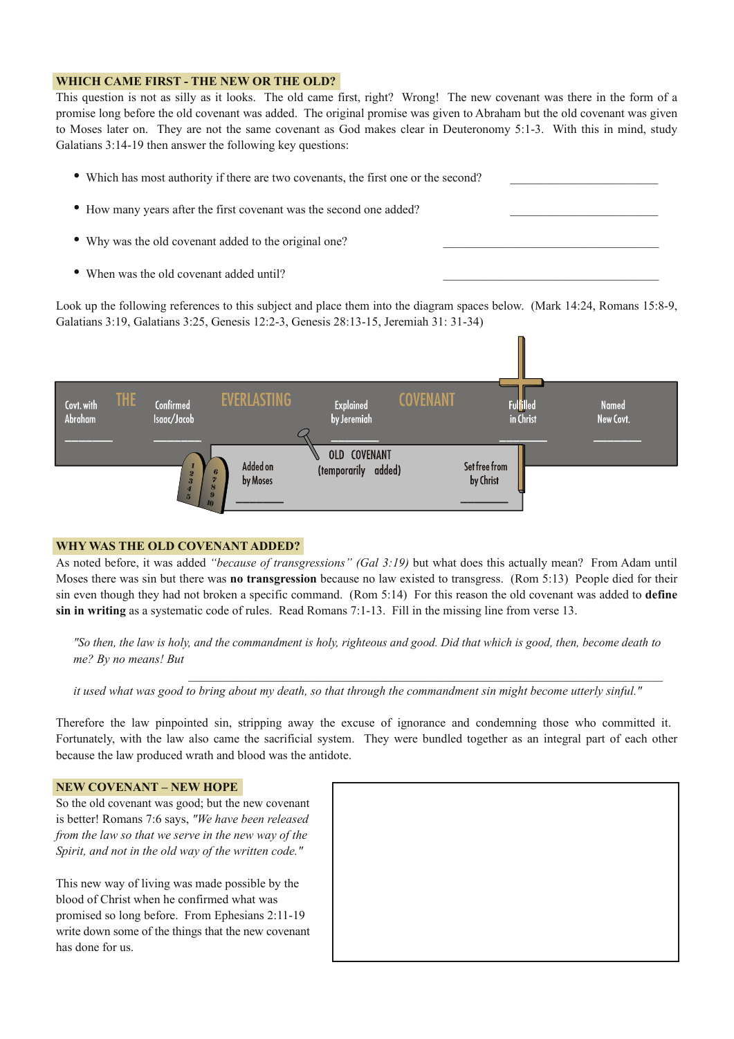## WHICH CAME FIRST - THE NEW OR THE OLD?

This question is not as silly as it looks. The old came first, right? Wrong! The new covenant was there in the form of a promise long before the old covenant was added. The original promise was given to Abraham but the old covenant was given to Moses later on. They are not the same covenant as God makes clear in Deuteronomy 5:1-3. With this in mind, study Galatians 3:14-19 then answer the following key questions:

- Which has most authority if there are two covenants, the first one or the second? \_\_\_\_\_\_\_\_\_\_\_\_\_\_\_\_\_\_\_\_\_\_\_\_
- How many years after the first covenant was the second one added? \_\_\_\_\_\_\_\_\_\_\_\_\_\_\_\_\_\_\_\_\_\_\_\_
- Why was the old covenant added to the original one? \_\_\_\_\_\_\_\_\_\_\_\_\_\_\_\_\_\_\_\_\_\_\_\_\_\_\_\_\_\_\_\_\_\_
- When was the old covenant added until? \_\_\_\_\_\_\_\_\_\_\_\_\_\_\_\_\_\_\_\_\_\_\_\_\_\_\_\_\_\_\_\_\_\_

Look up the following references to this subject and place them into the diagram spaces below. (Mark 14:24, Romans 15:8-9, Galatians 3:19, Galatians 3:25, Genesis 12:2-3, Genesis 28:13-15, Jeremiah 31: 31-34)

THE EVERLASTING COVENANT

Covt. with Abraham \_\_\_\_\_\_\_\_

Confirmed Isaac/Jacob \_\_\_\_\_\_\_\_

Explained by Jeremiah \_\_\_\_\_\_\_\_

Fulfilled in Christ \_\_\_\_\_\_\_\_

Named New Covt. \_\_\_\_\_\_\_\_

OLD COVENANT (temporarily added)

Added on by Moses \_\_\_\_\_\_\_\_

Set free from by Christ \_\_\_\_\_\_\_\_

1 2 3 4 5 6 7 8 9 10

## WHY WAS THE OLD COVENANT ADDED?

As noted before, it was added *"because of transgressions" (Gal 3:19)* but what does this actually mean? From Adam until Moses there was sin but there was **no transgression** because no law existed to transgress. (Rom 5:13) People died for their sin even though they had not broken a specific command. (Rom 5:14) For this reason the old covenant was added to **define sin in writing** as a systematic code of rules. Read Romans 7:1-13. Fill in the missing line from verse 13.

> *"So then, the law is holy, and the commandment is holy, righteous and good. Did that which is good, then, become death to me? By no means! But*
>
> \_\_\_\_\_\_\_\_\_\_\_\_\_\_\_\_\_\_\_\_\_\_\_\_\_\_\_\_\_\_\_\_\_\_\_\_\_\_\_\_\_\_\_\_\_\_\_\_\_\_\_\_\_\_\_\_\_\_\_\_\_\_\_\_\_\_\_\_
>
> *it used what was good to bring about my death, so that through the commandment sin might become utterly sinful."*

Therefore the law pinpointed sin, stripping away the excuse of ignorance and condemning those who committed it. Fortunately, with the law also came the sacrificial system. They were bundled together as an integral part of each other because the law produced wrath and blood was the antidote.

## NEW COVENANT – NEW HOPE

So the old covenant was good; but the new covenant is better! Romans 7:6 says, *"We have been released from the law so that we serve in the new way of the Spirit, and not in the old way of the written code."*

This new way of living was made possible by the blood of Christ when he confirmed what was promised so long before. From Ephesians 2:11-19 write down some of the things that the new covenant has done for us.